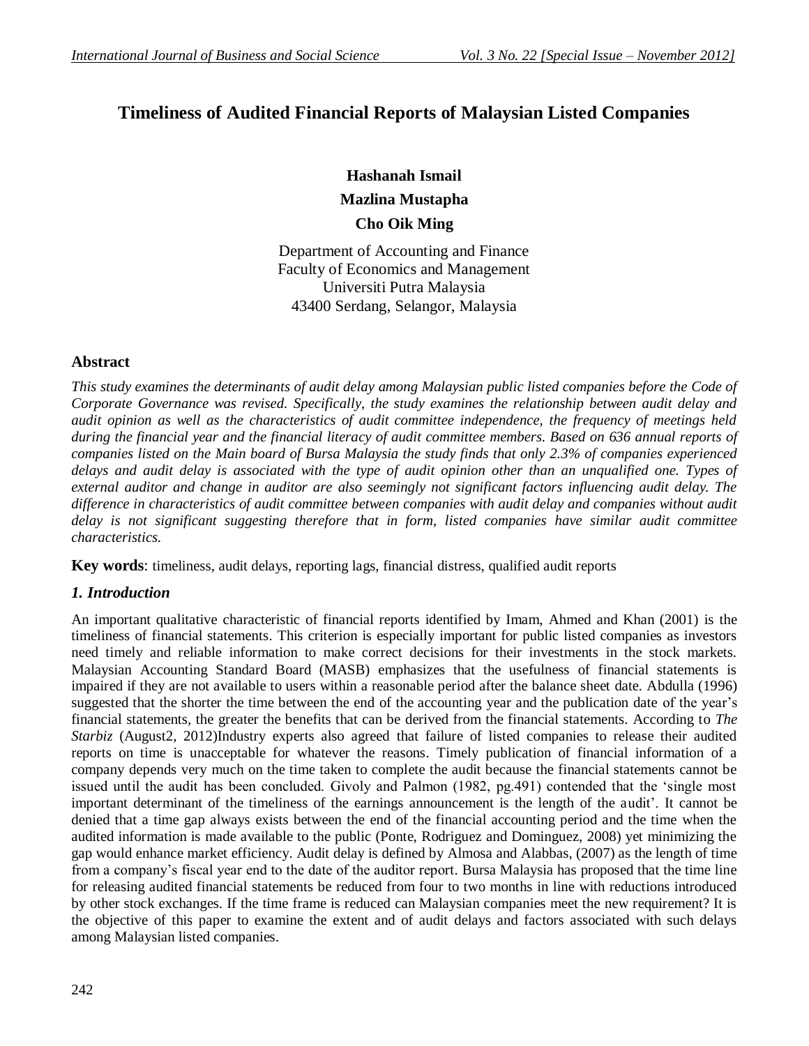# Timeliness of Audited Financial Reports of Malaysian Listed Companies

**Hashanah Ismail**

**Mazlina Mustapha**

**Cho Oik Ming**

Department of Accounting and Finance
Faculty of Economics and Management
Universiti Putra Malaysia
43400 Serdang, Selangor, Malaysia

## Abstract

*This study examines the determinants of audit delay among Malaysian public listed companies before the Code of Corporate Governance was revised. Specifically, the study examines the relationship between audit delay and audit opinion as well as the characteristics of audit committee independence, the frequency of meetings held during the financial year and the financial literacy of audit committee members. Based on 636 annual reports of companies listed on the Main board of Bursa Malaysia the study finds that only 2.3% of companies experienced delays and audit delay is associated with the type of audit opinion other than an unqualified one. Types of external auditor and change in auditor are also seemingly not significant factors influencing audit delay. The difference in characteristics of audit committee between companies with audit delay and companies without audit delay is not significant suggesting therefore that in form, listed companies have similar audit committee characteristics.*

**Key words**: timeliness, audit delays, reporting lags, financial distress, qualified audit reports

## *1. Introduction*

An important qualitative characteristic of financial reports identified by Imam, Ahmed and Khan (2001) is the timeliness of financial statements. This criterion is especially important for public listed companies as investors need timely and reliable information to make correct decisions for their investments in the stock markets. Malaysian Accounting Standard Board (MASB) emphasizes that the usefulness of financial statements is impaired if they are not available to users within a reasonable period after the balance sheet date. Abdulla (1996) suggested that the shorter the time between the end of the accounting year and the publication date of the year's financial statements, the greater the benefits that can be derived from the financial statements. According to *The Starbiz* (August2, 2012)Industry experts also agreed that failure of listed companies to release their audited reports on time is unacceptable for whatever the reasons. Timely publication of financial information of a company depends very much on the time taken to complete the audit because the financial statements cannot be issued until the audit has been concluded. Givoly and Palmon (1982, pg.491) contended that the 'single most important determinant of the timeliness of the earnings announcement is the length of the audit'. It cannot be denied that a time gap always exists between the end of the financial accounting period and the time when the audited information is made available to the public (Ponte, Rodriguez and Dominguez, 2008) yet minimizing the gap would enhance market efficiency. Audit delay is defined by Almosa and Alabbas, (2007) as the length of time from a company's fiscal year end to the date of the auditor report. Bursa Malaysia has proposed that the time line for releasing audited financial statements be reduced from four to two months in line with reductions introduced by other stock exchanges. If the time frame is reduced can Malaysian companies meet the new requirement? It is the objective of this paper to examine the extent and of audit delays and factors associated with such delays among Malaysian listed companies.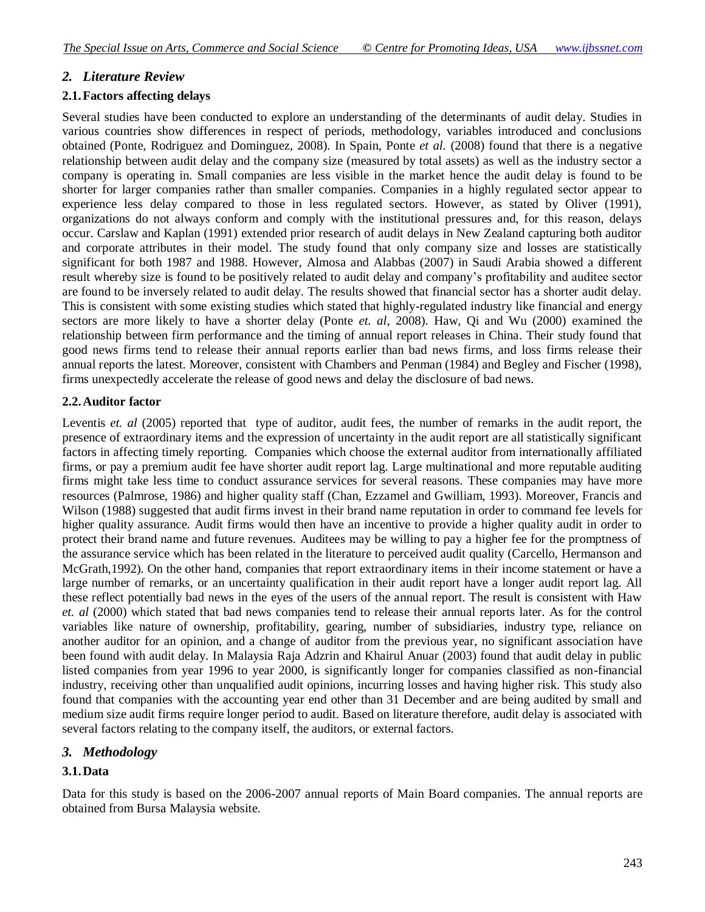## *2. Literature Review*

### 2.1. Factors affecting delays

Several studies have been conducted to explore an understanding of the determinants of audit delay. Studies in various countries show differences in respect of periods, methodology, variables introduced and conclusions obtained (Ponte, Rodriguez and Dominguez, 2008). In Spain, Ponte *et al.* (2008) found that there is a negative relationship between audit delay and the company size (measured by total assets) as well as the industry sector a company is operating in. Small companies are less visible in the market hence the audit delay is found to be shorter for larger companies rather than smaller companies. Companies in a highly regulated sector appear to experience less delay compared to those in less regulated sectors. However, as stated by Oliver (1991), organizations do not always conform and comply with the institutional pressures and, for this reason, delays occur. Carslaw and Kaplan (1991) extended prior research of audit delays in New Zealand capturing both auditor and corporate attributes in their model. The study found that only company size and losses are statistically significant for both 1987 and 1988. However, Almosa and Alabbas (2007) in Saudi Arabia showed a different result whereby size is found to be positively related to audit delay and company's profitability and auditee sector are found to be inversely related to audit delay. The results showed that financial sector has a shorter audit delay. This is consistent with some existing studies which stated that highly-regulated industry like financial and energy sectors are more likely to have a shorter delay (Ponte *et. al*, 2008). Haw, Qi and Wu (2000) examined the relationship between firm performance and the timing of annual report releases in China. Their study found that good news firms tend to release their annual reports earlier than bad news firms, and loss firms release their annual reports the latest. Moreover, consistent with Chambers and Penman (1984) and Begley and Fischer (1998), firms unexpectedly accelerate the release of good news and delay the disclosure of bad news.

### 2.2. Auditor factor

Leventis *et. al* (2005) reported that type of auditor, audit fees, the number of remarks in the audit report, the presence of extraordinary items and the expression of uncertainty in the audit report are all statistically significant factors in affecting timely reporting. Companies which choose the external auditor from internationally affiliated firms, or pay a premium audit fee have shorter audit report lag. Large multinational and more reputable auditing firms might take less time to conduct assurance services for several reasons. These companies may have more resources (Palmrose, 1986) and higher quality staff (Chan, Ezzamel and Gwilliam, 1993). Moreover, Francis and Wilson (1988) suggested that audit firms invest in their brand name reputation in order to command fee levels for higher quality assurance. Audit firms would then have an incentive to provide a higher quality audit in order to protect their brand name and future revenues. Auditees may be willing to pay a higher fee for the promptness of the assurance service which has been related in the literature to perceived audit quality (Carcello, Hermanson and McGrath,1992). On the other hand, companies that report extraordinary items in their income statement or have a large number of remarks, or an uncertainty qualification in their audit report have a longer audit report lag. All these reflect potentially bad news in the eyes of the users of the annual report. The result is consistent with Haw *et. al* (2000) which stated that bad news companies tend to release their annual reports later. As for the control variables like nature of ownership, profitability, gearing, number of subsidiaries, industry type, reliance on another auditor for an opinion, and a change of auditor from the previous year, no significant association have been found with audit delay. In Malaysia Raja Adzrin and Khairul Anuar (2003) found that audit delay in public listed companies from year 1996 to year 2000, is significantly longer for companies classified as non-financial industry, receiving other than unqualified audit opinions, incurring losses and having higher risk. This study also found that companies with the accounting year end other than 31 December and are being audited by small and medium size audit firms require longer period to audit. Based on literature therefore, audit delay is associated with several factors relating to the company itself, the auditors, or external factors.

## *3. Methodology*

### 3.1. Data

Data for this study is based on the 2006-2007 annual reports of Main Board companies. The annual reports are obtained from Bursa Malaysia website.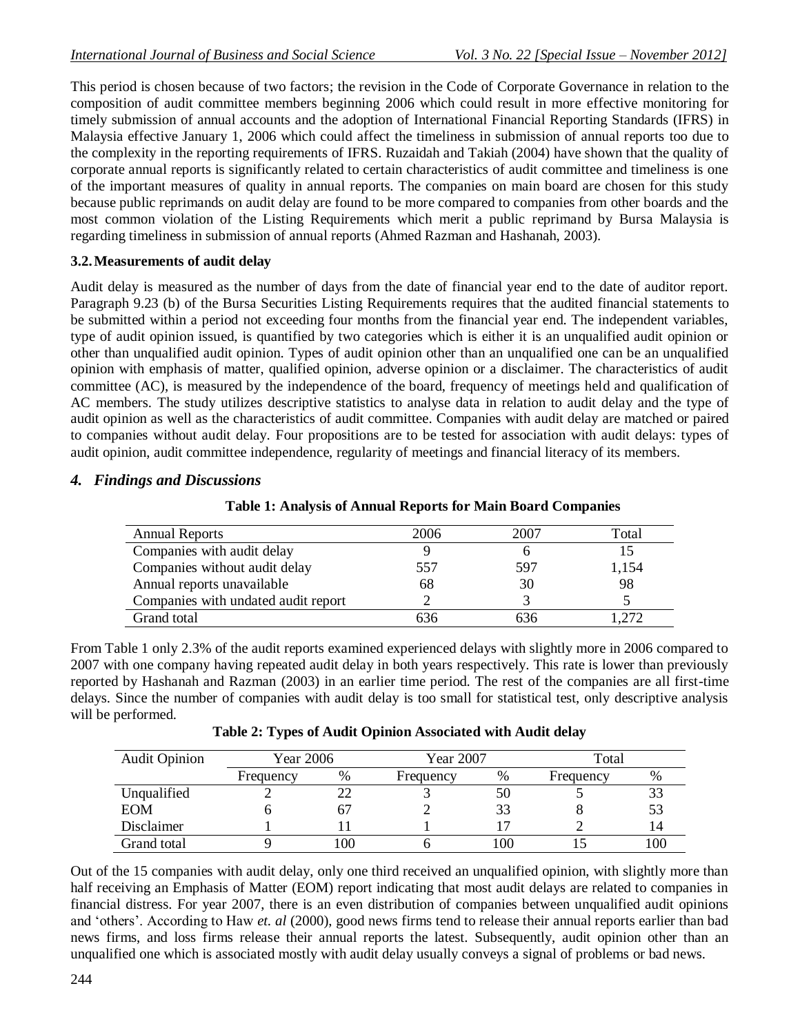This period is chosen because of two factors; the revision in the Code of Corporate Governance in relation to the composition of audit committee members beginning 2006 which could result in more effective monitoring for timely submission of annual accounts and the adoption of International Financial Reporting Standards (IFRS) in Malaysia effective January 1, 2006 which could affect the timeliness in submission of annual reports too due to the complexity in the reporting requirements of IFRS. Ruzaidah and Takiah (2004) have shown that the quality of corporate annual reports is significantly related to certain characteristics of audit committee and timeliness is one of the important measures of quality in annual reports. The companies on main board are chosen for this study because public reprimands on audit delay are found to be more compared to companies from other boards and the most common violation of the Listing Requirements which merit a public reprimand by Bursa Malaysia is regarding timeliness in submission of annual reports (Ahmed Razman and Hashanah, 2003).

### 3.2. Measurements of audit delay

Audit delay is measured as the number of days from the date of financial year end to the date of auditor report. Paragraph 9.23 (b) of the Bursa Securities Listing Requirements requires that the audited financial statements to be submitted within a period not exceeding four months from the financial year end. The independent variables, type of audit opinion issued, is quantified by two categories which is either it is an unqualified audit opinion or other than unqualified audit opinion. Types of audit opinion other than an unqualified one can be an unqualified opinion with emphasis of matter, qualified opinion, adverse opinion or a disclaimer. The characteristics of audit committee (AC), is measured by the independence of the board, frequency of meetings held and qualification of AC members. The study utilizes descriptive statistics to analyse data in relation to audit delay and the type of audit opinion as well as the characteristics of audit committee. Companies with audit delay are matched or paired to companies without audit delay. Four propositions are to be tested for association with audit delays: types of audit opinion, audit committee independence, regularity of meetings and financial literacy of its members.

## *4. Findings and Discussions*

**Table 1: Analysis of Annual Reports for Main Board Companies**

| Annual Reports | 2006 | 2007 | Total |
|---|---|---|---|
| Companies with audit delay | 9 | 6 | 15 |
| Companies without audit delay | 557 | 597 | 1,154 |
| Annual reports unavailable | 68 | 30 | 98 |
| Companies with undated audit report | 2 | 3 | 5 |
| Grand total | 636 | 636 | 1,272 |

From Table 1 only 2.3% of the audit reports examined experienced delays with slightly more in 2006 compared to 2007 with one company having repeated audit delay in both years respectively. This rate is lower than previously reported by Hashanah and Razman (2003) in an earlier time period. The rest of the companies are all first-time delays. Since the number of companies with audit delay is too small for statistical test, only descriptive analysis will be performed.

**Table 2: Types of Audit Opinion Associated with Audit delay**

| Audit Opinion | Year 2006 | | Year 2007 | | Total | |
|---|---|---|---|---|---|---|
| | Frequency | % | Frequency | % | Frequency | % |
| Unqualified | 2 | 22 | 3 | 50 | 5 | 33 |
| EOM | 6 | 67 | 2 | 33 | 8 | 53 |
| Disclaimer | 1 | 11 | 1 | 17 | 2 | 14 |
| Grand total | 9 | 100 | 6 | 100 | 15 | 100 |

Out of the 15 companies with audit delay, only one third received an unqualified opinion, with slightly more than half receiving an Emphasis of Matter (EOM) report indicating that most audit delays are related to companies in financial distress. For year 2007, there is an even distribution of companies between unqualified audit opinions and 'others'. According to Haw *et. al* (2000), good news firms tend to release their annual reports earlier than bad news firms, and loss firms release their annual reports the latest. Subsequently, audit opinion other than an unqualified one which is associated mostly with audit delay usually conveys a signal of problems or bad news.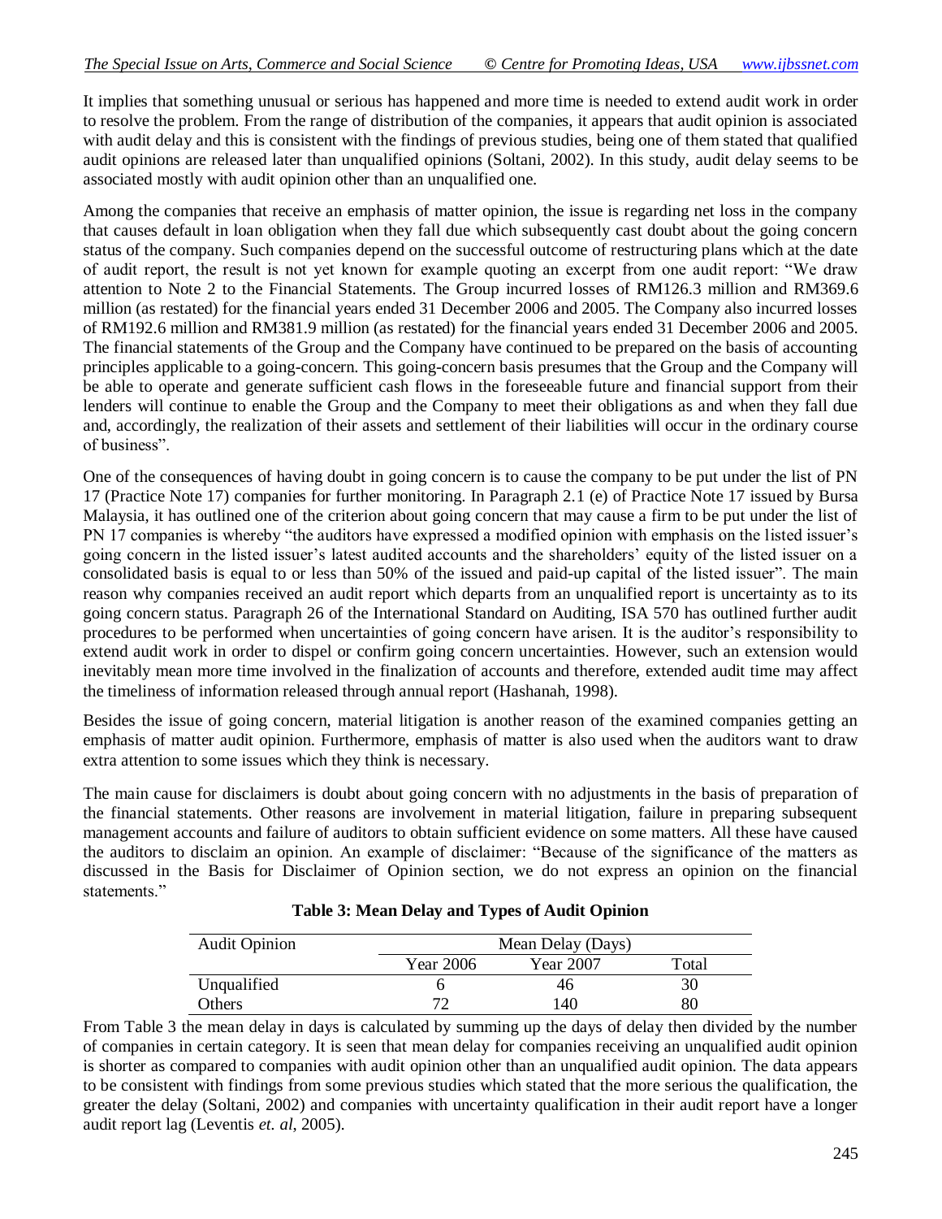It implies that something unusual or serious has happened and more time is needed to extend audit work in order to resolve the problem. From the range of distribution of the companies, it appears that audit opinion is associated with audit delay and this is consistent with the findings of previous studies, being one of them stated that qualified audit opinions are released later than unqualified opinions (Soltani, 2002). In this study, audit delay seems to be associated mostly with audit opinion other than an unqualified one.

Among the companies that receive an emphasis of matter opinion, the issue is regarding net loss in the company that causes default in loan obligation when they fall due which subsequently cast doubt about the going concern status of the company. Such companies depend on the successful outcome of restructuring plans which at the date of audit report, the result is not yet known for example quoting an excerpt from one audit report: "We draw attention to Note 2 to the Financial Statements. The Group incurred losses of RM126.3 million and RM369.6 million (as restated) for the financial years ended 31 December 2006 and 2005. The Company also incurred losses of RM192.6 million and RM381.9 million (as restated) for the financial years ended 31 December 2006 and 2005. The financial statements of the Group and the Company have continued to be prepared on the basis of accounting principles applicable to a going-concern. This going-concern basis presumes that the Group and the Company will be able to operate and generate sufficient cash flows in the foreseeable future and financial support from their lenders will continue to enable the Group and the Company to meet their obligations as and when they fall due and, accordingly, the realization of their assets and settlement of their liabilities will occur in the ordinary course of business".

One of the consequences of having doubt in going concern is to cause the company to be put under the list of PN 17 (Practice Note 17) companies for further monitoring. In Paragraph 2.1 (e) of Practice Note 17 issued by Bursa Malaysia, it has outlined one of the criterion about going concern that may cause a firm to be put under the list of PN 17 companies is whereby "the auditors have expressed a modified opinion with emphasis on the listed issuer's going concern in the listed issuer's latest audited accounts and the shareholders' equity of the listed issuer on a consolidated basis is equal to or less than 50% of the issued and paid-up capital of the listed issuer". The main reason why companies received an audit report which departs from an unqualified report is uncertainty as to its going concern status. Paragraph 26 of the International Standard on Auditing, ISA 570 has outlined further audit procedures to be performed when uncertainties of going concern have arisen. It is the auditor's responsibility to extend audit work in order to dispel or confirm going concern uncertainties. However, such an extension would inevitably mean more time involved in the finalization of accounts and therefore, extended audit time may affect the timeliness of information released through annual report (Hashanah, 1998).

Besides the issue of going concern, material litigation is another reason of the examined companies getting an emphasis of matter audit opinion. Furthermore, emphasis of matter is also used when the auditors want to draw extra attention to some issues which they think is necessary.

The main cause for disclaimers is doubt about going concern with no adjustments in the basis of preparation of the financial statements. Other reasons are involvement in material litigation, failure in preparing subsequent management accounts and failure of auditors to obtain sufficient evidence on some matters. All these have caused the auditors to disclaim an opinion. An example of disclaimer: "Because of the significance of the matters as discussed in the Basis for Disclaimer of Opinion section, we do not express an opinion on the financial statements."

**Table 3: Mean Delay and Types of Audit Opinion**

| Audit Opinion | Mean Delay (Days) | | |
|---|---|---|---|
| | Year 2006 | Year 2007 | Total |
| Unqualified | 6 | 46 | 30 |
| Others | 72 | 140 | 80 |

From Table 3 the mean delay in days is calculated by summing up the days of delay then divided by the number of companies in certain category. It is seen that mean delay for companies receiving an unqualified audit opinion is shorter as compared to companies with audit opinion other than an unqualified audit opinion. The data appears to be consistent with findings from some previous studies which stated that the more serious the qualification, the greater the delay (Soltani, 2002) and companies with uncertainty qualification in their audit report have a longer audit report lag (Leventis *et. al*, 2005).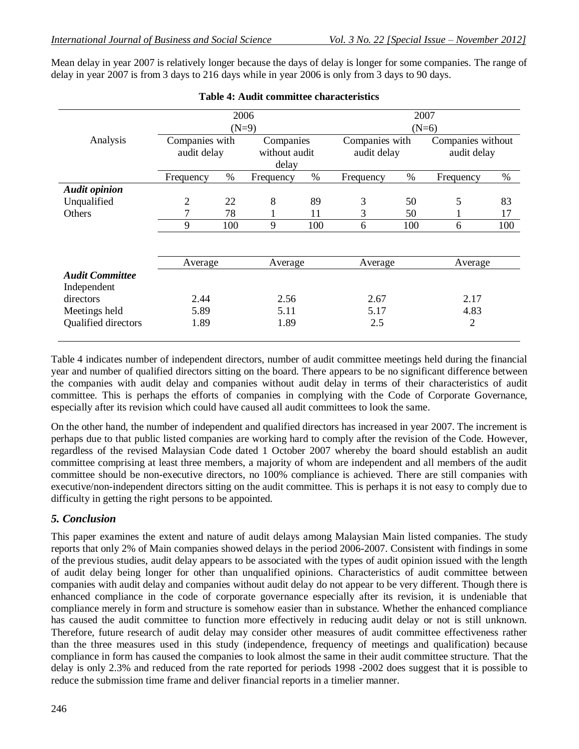Mean delay in year 2007 is relatively longer because the days of delay is longer for some companies. The range of delay in year 2007 is from 3 days to 216 days while in year 2006 is only from 3 days to 90 days.

**Table 4: Audit committee characteristics**

| Analysis | 2006 (N=9) | | | | 2007 (N=6) | | | |
|---|---|---|---|---|---|---|---|---|
| | Companies with audit delay | | Companies without audit delay | | Companies with audit delay | | Companies without audit delay | |
| | Frequency | % | Frequency | % | Frequency | % | Frequency | % |
| ***Audit opinion*** | | | | | | | | |
| Unqualified | 2 | 22 | 8 | 89 | 3 | 50 | 5 | 83 |
| Others | 7 | 78 | 1 | 11 | 3 | 50 | 1 | 17 |
| | 9 | 100 | 9 | 100 | 6 | 100 | 6 | 100 |
| | Average | | Average | | Average | | Average | |
| ***Audit Committee*** | | | | | | | | |
| Independent directors | 2.44 | | 2.56 | | 2.67 | | 2.17 | |
| Meetings held | 5.89 | | 5.11 | | 5.17 | | 4.83 | |
| Qualified directors | 1.89 | | 1.89 | | 2.5 | | 2 | |

Table 4 indicates number of independent directors, number of audit committee meetings held during the financial year and number of qualified directors sitting on the board. There appears to be no significant difference between the companies with audit delay and companies without audit delay in terms of their characteristics of audit committee. This is perhaps the efforts of companies in complying with the Code of Corporate Governance, especially after its revision which could have caused all audit committees to look the same.

On the other hand, the number of independent and qualified directors has increased in year 2007. The increment is perhaps due to that public listed companies are working hard to comply after the revision of the Code. However, regardless of the revised Malaysian Code dated 1 October 2007 whereby the board should establish an audit committee comprising at least three members, a majority of whom are independent and all members of the audit committee should be non-executive directors, no 100% compliance is achieved. There are still companies with executive/non-independent directors sitting on the audit committee. This is perhaps it is not easy to comply due to difficulty in getting the right persons to be appointed.

## *5. Conclusion*

This paper examines the extent and nature of audit delays among Malaysian Main listed companies. The study reports that only 2% of Main companies showed delays in the period 2006-2007. Consistent with findings in some of the previous studies, audit delay appears to be associated with the types of audit opinion issued with the length of audit delay being longer for other than unqualified opinions. Characteristics of audit committee between companies with audit delay and companies without audit delay do not appear to be very different. Though there is enhanced compliance in the code of corporate governance especially after its revision, it is undeniable that compliance merely in form and structure is somehow easier than in substance. Whether the enhanced compliance has caused the audit committee to function more effectively in reducing audit delay or not is still unknown. Therefore, future research of audit delay may consider other measures of audit committee effectiveness rather than the three measures used in this study (independence, frequency of meetings and qualification) because compliance in form has caused the companies to look almost the same in their audit committee structure. That the delay is only 2.3% and reduced from the rate reported for periods 1998 -2002 does suggest that it is possible to reduce the submission time frame and deliver financial reports in a timelier manner.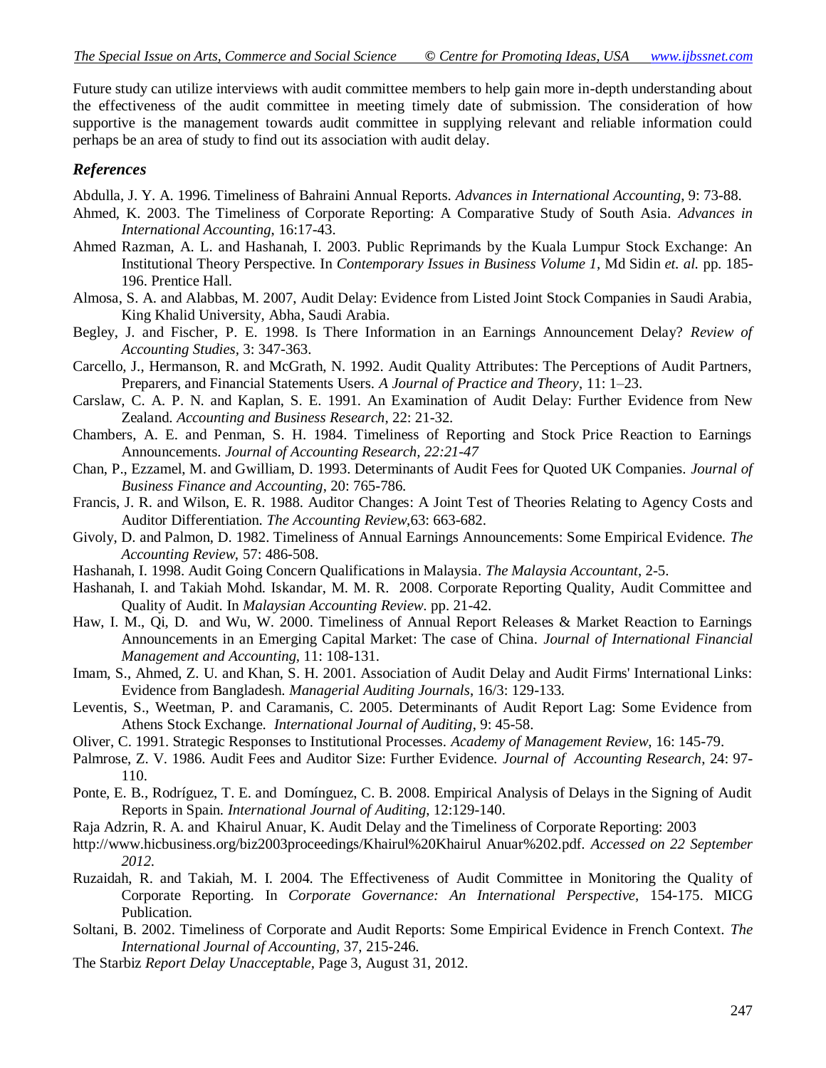Future study can utilize interviews with audit committee members to help gain more in-depth understanding about the effectiveness of the audit committee in meeting timely date of submission. The consideration of how supportive is the management towards audit committee in supplying relevant and reliable information could perhaps be an area of study to find out its association with audit delay.

### *References*

Abdulla, J. Y. A. 1996. Timeliness of Bahraini Annual Reports. *Advances in International Accounting*, 9: 73-88.

Ahmed, K. 2003. The Timeliness of Corporate Reporting: A Comparative Study of South Asia. *Advances in International Accounting*, 16:17-43.

Ahmed Razman, A. L. and Hashanah, I. 2003. Public Reprimands by the Kuala Lumpur Stock Exchange: An Institutional Theory Perspective. In *Contemporary Issues in Business Volume 1*, Md Sidin *et. al.* pp. 185-196. Prentice Hall.

Almosa, S. A. and Alabbas, M. 2007, Audit Delay: Evidence from Listed Joint Stock Companies in Saudi Arabia, King Khalid University, Abha, Saudi Arabia.

Begley, J. and Fischer, P. E. 1998. Is There Information in an Earnings Announcement Delay? *Review of Accounting Studies*, 3: 347-363.

Carcello, J., Hermanson, R. and McGrath, N. 1992. Audit Quality Attributes: The Perceptions of Audit Partners, Preparers, and Financial Statements Users. *A Journal of Practice and Theory*, 11: 1–23.

Carslaw, C. A. P. N. and Kaplan, S. E. 1991. An Examination of Audit Delay: Further Evidence from New Zealand. *Accounting and Business Research*, 22: 21-32.

Chambers, A. E. and Penman, S. H. 1984. Timeliness of Reporting and Stock Price Reaction to Earnings Announcements. *Journal of Accounting Research, 22:21-47*

Chan, P., Ezzamel, M. and Gwilliam, D. 1993. Determinants of Audit Fees for Quoted UK Companies. *Journal of Business Finance and Accounting*, 20: 765-786.

Francis, J. R. and Wilson, E. R. 1988. Auditor Changes: A Joint Test of Theories Relating to Agency Costs and Auditor Differentiation. *The Accounting Review*,63: 663-682.

Givoly, D. and Palmon, D. 1982. Timeliness of Annual Earnings Announcements: Some Empirical Evidence. *The Accounting Review*, 57: 486-508.

Hashanah, I. 1998. Audit Going Concern Qualifications in Malaysia. *The Malaysia Accountant*, 2-5.

Hashanah, I. and Takiah Mohd. Iskandar, M. M. R. 2008. Corporate Reporting Quality, Audit Committee and Quality of Audit. In *Malaysian Accounting Review*. pp. 21-42.

Haw, I. M., Qi, D. and Wu, W. 2000. Timeliness of Annual Report Releases & Market Reaction to Earnings Announcements in an Emerging Capital Market: The case of China. *Journal of International Financial Management and Accounting*, 11: 108-131.

Imam, S., Ahmed, Z. U. and Khan, S. H. 2001. Association of Audit Delay and Audit Firms' International Links: Evidence from Bangladesh. *Managerial Auditing Journals*, 16/3: 129-133.

Leventis, S., Weetman, P. and Caramanis, C. 2005. Determinants of Audit Report Lag: Some Evidence from Athens Stock Exchange. *International Journal of Auditing*, 9: 45-58.

Oliver, C. 1991. Strategic Responses to Institutional Processes. *Academy of Management Review*, 16: 145-79.

Palmrose, Z. V. 1986. Audit Fees and Auditor Size: Further Evidence. *Journal of Accounting Research*, 24: 97-110.

Ponte, E. B., Rodríguez, T. E. and Dominguez, C. B. 2008. Empirical Analysis of Delays in the Signing of Audit Reports in Spain. *International Journal of Auditing*, 12:129-140.

Raja Adzrin, R. A. and Khairul Anuar, K. Audit Delay and the Timeliness of Corporate Reporting: 2003 http://www.hicbusiness.org/biz2003proceedings/Khairul%20Khairul Anuar%202.pdf. *Accessed on 22 September 2012*.

Ruzaidah, R. and Takiah, M. I. 2004. The Effectiveness of Audit Committee in Monitoring the Quality of Corporate Reporting. In *Corporate Governance: An International Perspective*, 154-175. MICG Publication.

Soltani, B. 2002. Timeliness of Corporate and Audit Reports: Some Empirical Evidence in French Context. *The International Journal of Accounting*, 37, 215-246.

The Starbiz *Report Delay Unacceptable*, Page 3, August 31, 2012.